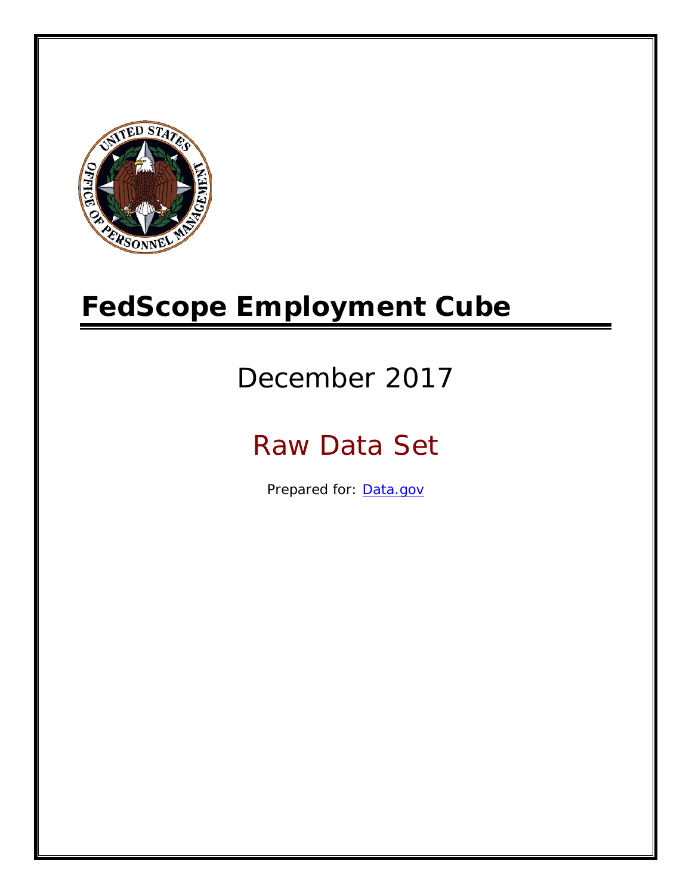# FedScope Employment Cube

December 2017

Raw Data Set

Prepared for: [Data.gov](Data.gov)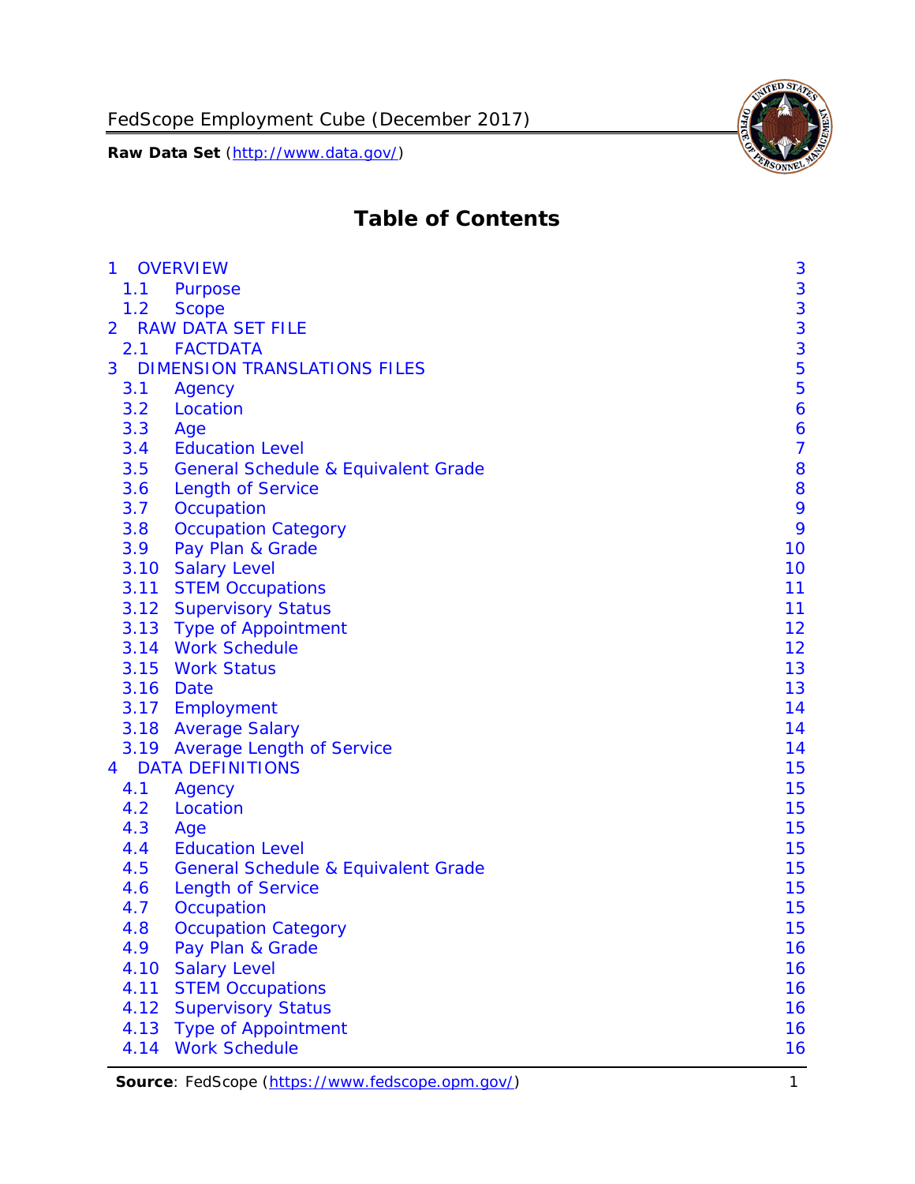# Table of Contents

| | | |
|---|---|---|
| 1 | OVERVIEW | 3 |
| 1.1 | Purpose | 3 |
| 1.2 | Scope | 3 |
| 2 | RAW DATA SET FILE | 3 |
| 2.1 | FACTDATA | 3 |
| 3 | DIMENSION TRANSLATIONS FILES | 5 |
| 3.1 | Agency | 5 |
| 3.2 | Location | 6 |
| 3.3 | Age | 6 |
| 3.4 | Education Level | 7 |
| 3.5 | General Schedule & Equivalent Grade | 8 |
| 3.6 | Length of Service | 8 |
| 3.7 | Occupation | 9 |
| 3.8 | Occupation Category | 9 |
| 3.9 | Pay Plan & Grade | 10 |
| 3.10 | Salary Level | 10 |
| 3.11 | STEM Occupations | 11 |
| 3.12 | Supervisory Status | 11 |
| 3.13 | Type of Appointment | 12 |
| 3.14 | Work Schedule | 12 |
| 3.15 | Work Status | 13 |
| 3.16 | Date | 13 |
| 3.17 | Employment | 14 |
| 3.18 | Average Salary | 14 |
| 3.19 | Average Length of Service | 14 |
| 4 | DATA DEFINITIONS | 15 |
| 4.1 | Agency | 15 |
| 4.2 | Location | 15 |
| 4.3 | Age | 15 |
| 4.4 | Education Level | 15 |
| 4.5 | General Schedule & Equivalent Grade | 15 |
| 4.6 | Length of Service | 15 |
| 4.7 | Occupation | 15 |
| 4.8 | Occupation Category | 15 |
| 4.9 | Pay Plan & Grade | 16 |
| 4.10 | Salary Level | 16 |
| 4.11 | STEM Occupations | 16 |
| 4.12 | Supervisory Status | 16 |
| 4.13 | Type of Appointment | 16 |
| 4.14 | Work Schedule | 16 |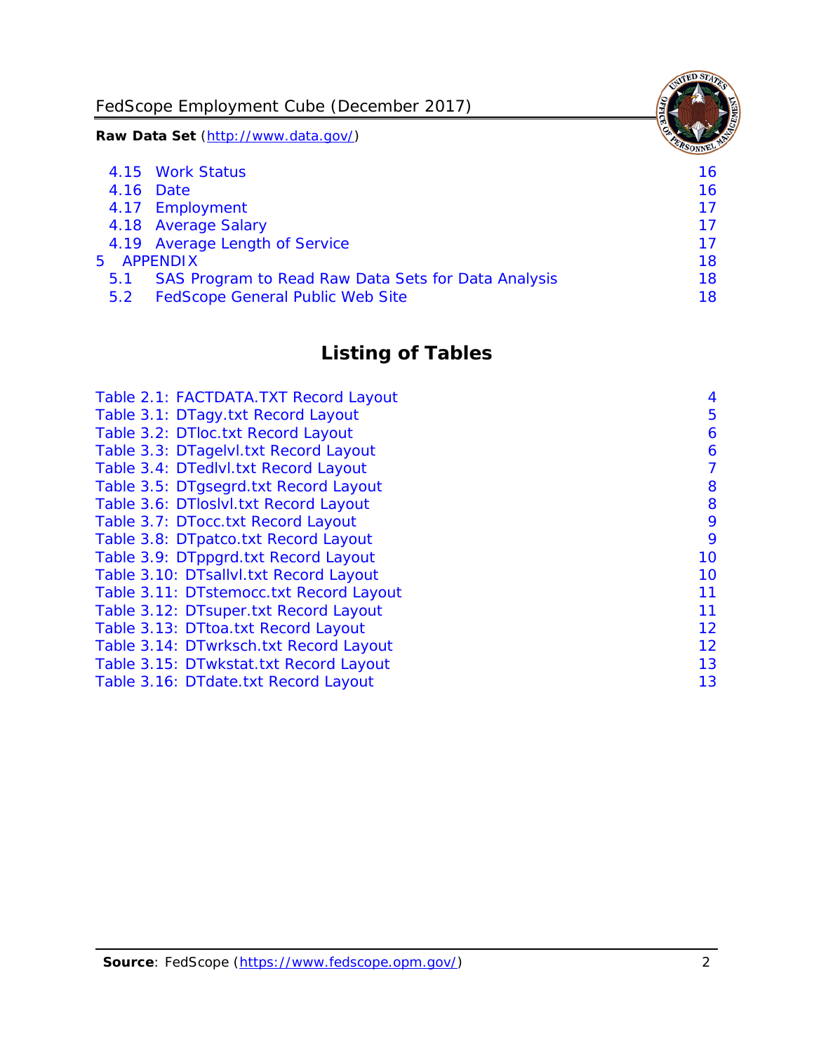- 4.15 Work Status 16
- 4.16 Date 16
- 4.17 Employment 17
- 4.18 Average Salary 17
- 4.19 Average Length of Service 17

5 APPENDIX 18

- 5.1 SAS Program to Read Raw Data Sets for Data Analysis 18
- 5.2 FedScope General Public Web Site 18

## Listing of Tables

- Table 2.1: FACTDATA.TXT Record Layout 4
- Table 3.1: DTagy.txt Record Layout 5
- Table 3.2: DTloc.txt Record Layout 6
- Table 3.3: DTagelvl.txt Record Layout 6
- Table 3.4: DTedlvl.txt Record Layout 7
- Table 3.5: DTgsegrd.txt Record Layout 8
- Table 3.6: DTloslvl.txt Record Layout 8
- Table 3.7: DTocc.txt Record Layout 9
- Table 3.8: DTpatco.txt Record Layout 9
- Table 3.9: DTppgrd.txt Record Layout 10
- Table 3.10: DTsallvl.txt Record Layout 10
- Table 3.11: DTstemocc.txt Record Layout 11
- Table 3.12: DTsuper.txt Record Layout 11
- Table 3.13: DTtoa.txt Record Layout 12
- Table 3.14: DTwrksch.txt Record Layout 12
- Table 3.15: DTwkstat.txt Record Layout 13
- Table 3.16: DTdate.txt Record Layout 13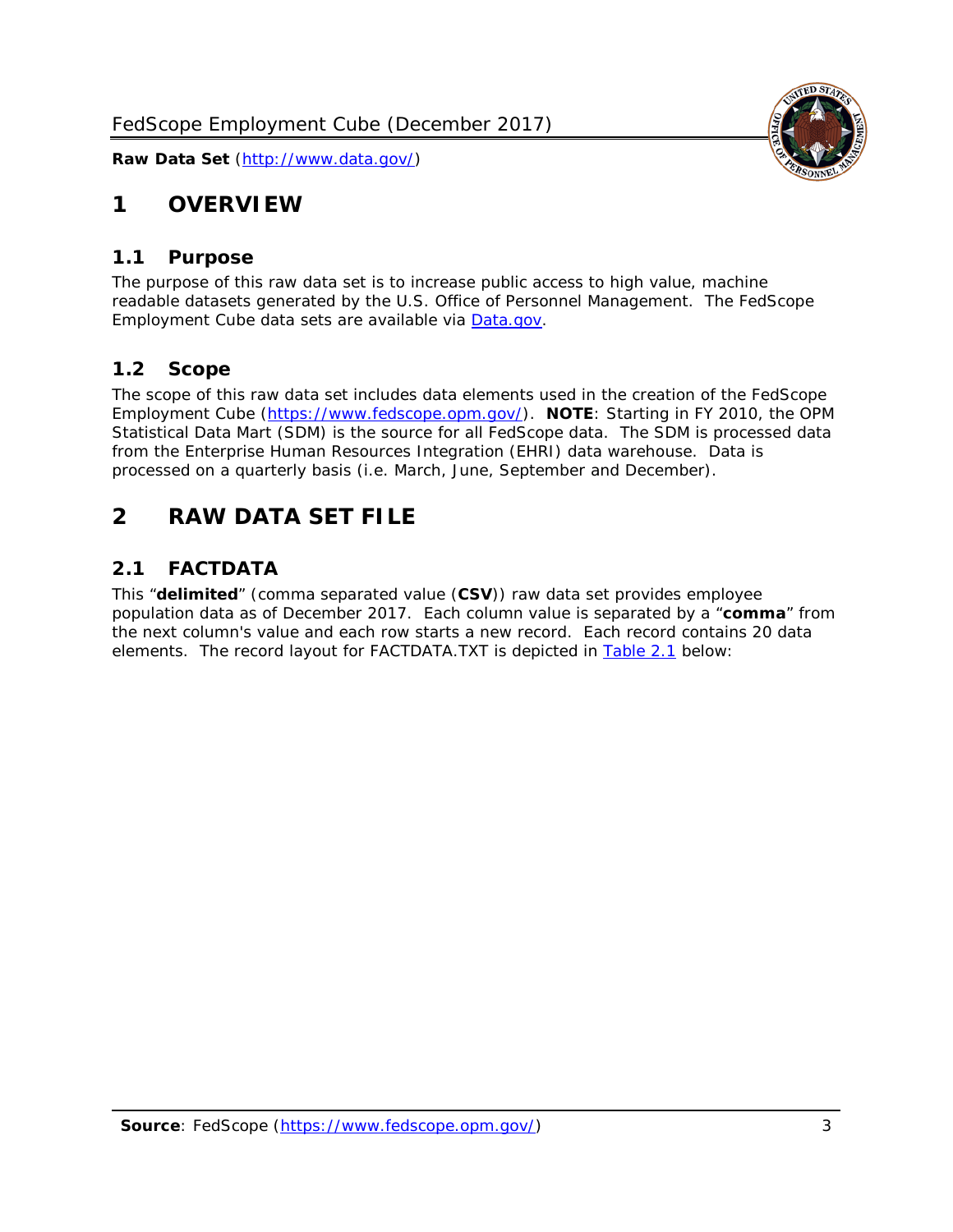# 1 OVERVIEW

## 1.1 Purpose

The purpose of this raw data set is to increase public access to high value, machine readable datasets generated by the U.S. Office of Personnel Management. The FedScope Employment Cube data sets are available via [Data.gov](http://www.data.gov/).

## 1.2 Scope

The scope of this raw data set includes data elements used in the creation of the FedScope Employment Cube (https://www.fedscope.opm.gov/). **NOTE**: Starting in FY 2010, the OPM Statistical Data Mart (SDM) is the source for all FedScope data. The SDM is processed data from the Enterprise Human Resources Integration (EHRI) data warehouse. Data is processed on a quarterly basis (i.e. March, June, September and December).

# 2 RAW DATA SET FILE

## 2.1 FACTDATA

This "**delimited**" (comma separated value (**CSV**)) raw data set provides employee population data as of December 2017. Each column value is separated by a "**comma**" from the next column's value and each row starts a new record. Each record contains 20 data elements. The record layout for FACTDATA.TXT is depicted in Table 2.1 below: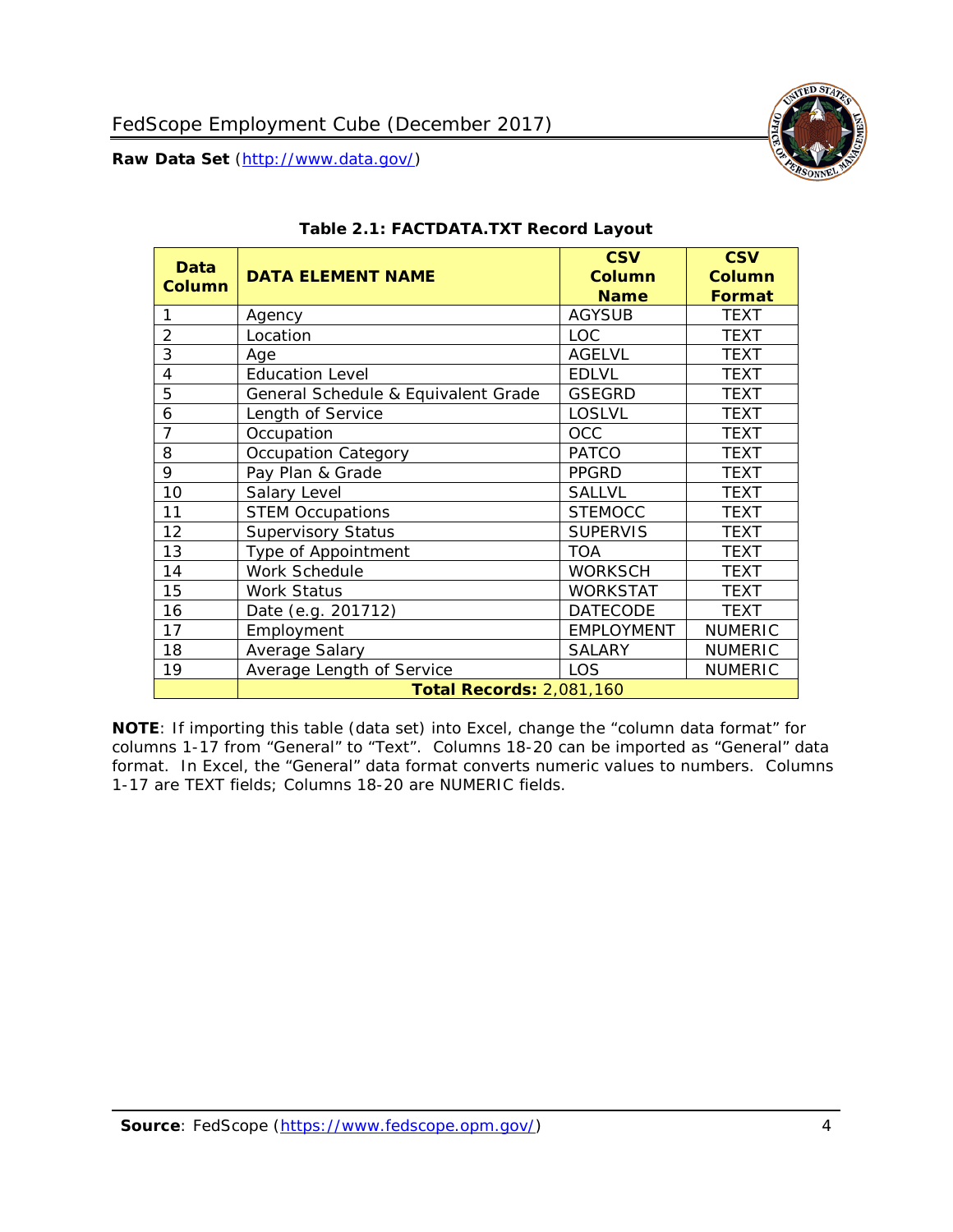**Table 2.1: FACTDATA.TXT Record Layout**

| Data Column | DATA ELEMENT NAME | CSV Column Name | CSV Column Format |
|---|---|---|---|
| 1 | Agency | AGYSUB | TEXT |
| 2 | Location | LOC | TEXT |
| 3 | Age | AGELVL | TEXT |
| 4 | Education Level | EDLVL | TEXT |
| 5 | General Schedule & Equivalent Grade | GSEGRD | TEXT |
| 6 | Length of Service | LOSLVL | TEXT |
| 7 | Occupation | OCC | TEXT |
| 8 | Occupation Category | PATCO | TEXT |
| 9 | Pay Plan & Grade | PPGRD | TEXT |
| 10 | Salary Level | SALLVL | TEXT |
| 11 | STEM Occupations | STEMOCC | TEXT |
| 12 | Supervisory Status | SUPERVIS | TEXT |
| 13 | Type of Appointment | TOA | TEXT |
| 14 | Work Schedule | WORKSCH | TEXT |
| 15 | Work Status | WORKSTAT | TEXT |
| 16 | Date (e.g. 201712) | DATECODE | TEXT |
| 17 | Employment | EMPLOYMENT | NUMERIC |
| 18 | Average Salary | SALARY | NUMERIC |
| 19 | Average Length of Service | LOS | NUMERIC |
| | **Total Records:** 2,081,160 | | |

**NOTE**: If importing this table (data set) into Excel, change the "column data format" for columns 1-17 from "General" to "Text". Columns 18-20 can be imported as "General" data format. In Excel, the "General" data format converts numeric values to numbers. Columns 1-17 are TEXT fields; Columns 18-20 are NUMERIC fields.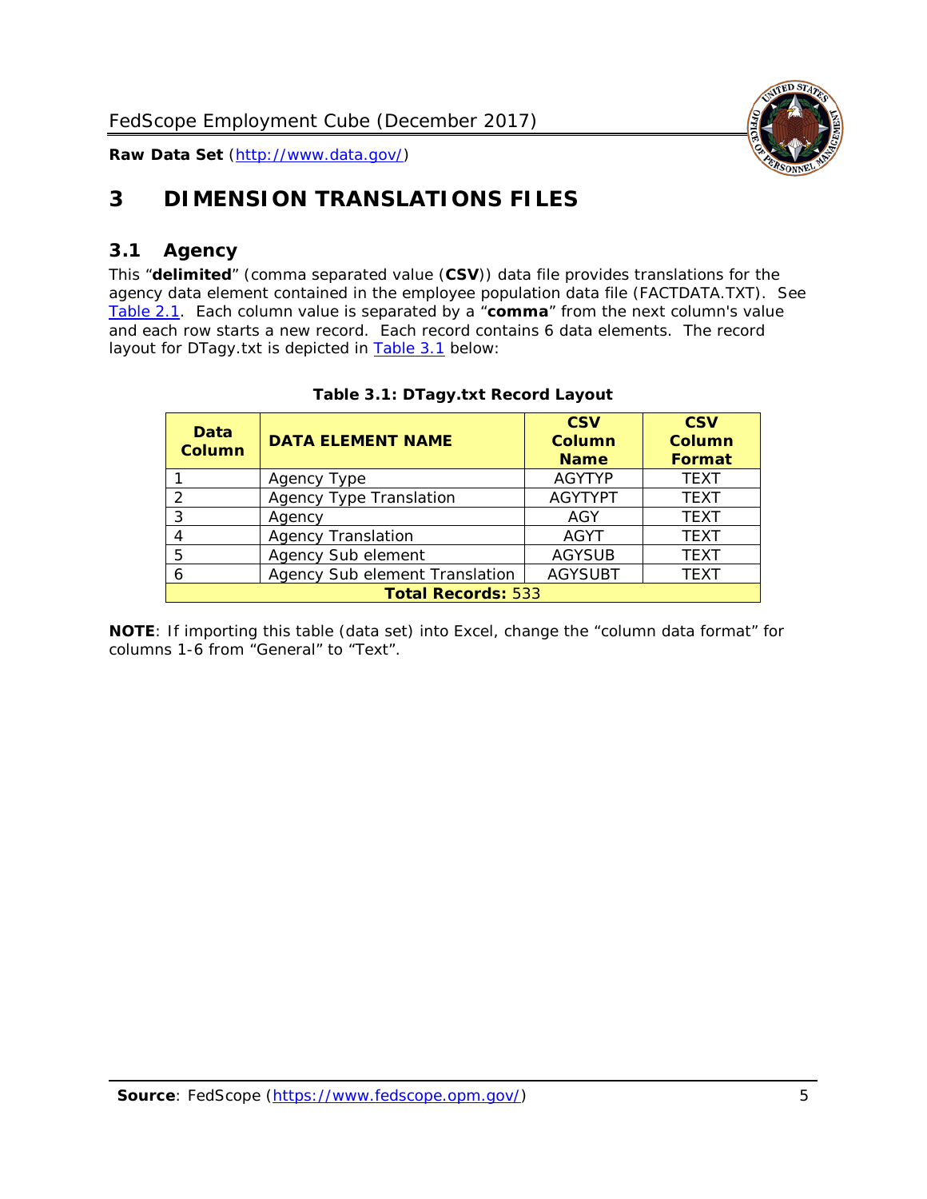# 3 DIMENSION TRANSLATIONS FILES

## 3.1 Agency

This "**delimited**" (comma separated value (**CSV**)) data file provides translations for the agency data element contained in the employee population data file (FACTDATA.TXT). See Table 2.1. Each column value is separated by a "**comma**" from the next column's value and each row starts a new record. Each record contains 6 data elements. The record layout for DTagy.txt is depicted in Table 3.1 below:

**Table 3.1: DTagy.txt Record Layout**

| Data Column | DATA ELEMENT NAME | CSV Column Name | CSV Column Format |
|---|---|---|---|
| 1 | Agency Type | AGYTYP | TEXT |
| 2 | Agency Type Translation | AGYTYPT | TEXT |
| 3 | Agency | AGY | TEXT |
| 4 | Agency Translation | AGYT | TEXT |
| 5 | Agency Sub element | AGYSUB | TEXT |
| 6 | Agency Sub element Translation | AGYSUBT | TEXT |
| **Total Records:** 533 | | | |

**NOTE**: If importing this table (data set) into Excel, change the "column data format" for columns 1-6 from "General" to "Text".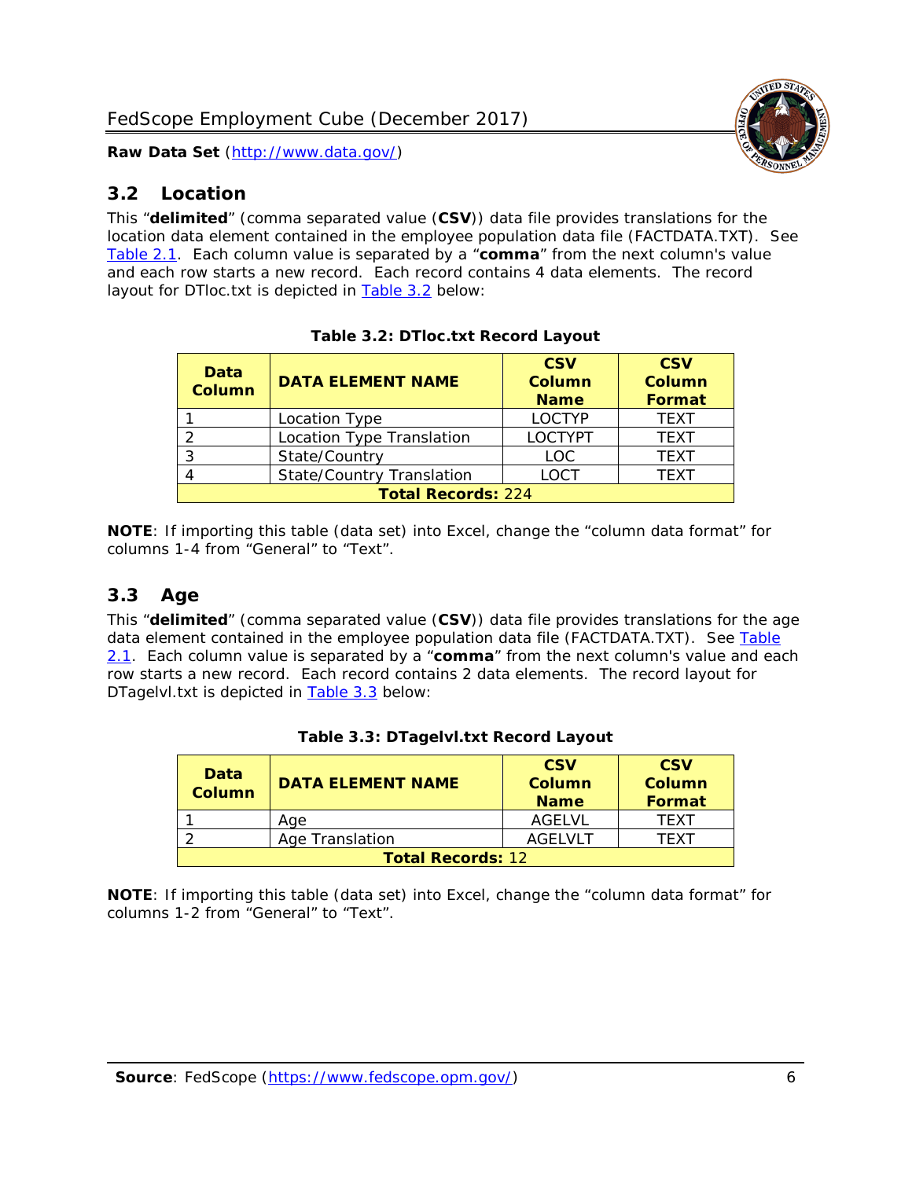## 3.2 Location

This "**delimited**" (comma separated value (**CSV**)) data file provides translations for the location data element contained in the employee population data file (FACTDATA.TXT). See Table 2.1. Each column value is separated by a "**comma**" from the next column's value and each row starts a new record. Each record contains 4 data elements. The record layout for DTloc.txt is depicted in Table 3.2 below:

**Table 3.2: DTloc.txt Record Layout**

| Data Column | DATA ELEMENT NAME | CSV Column Name | CSV Column Format |
|---|---|---|---|
| 1 | Location Type | LOCTYP | TEXT |
| 2 | Location Type Translation | LOCTYPT | TEXT |
| 3 | State/Country | LOC | TEXT |
| 4 | State/Country Translation | LOCT | TEXT |
| **Total Records:** 224 | | | |

**NOTE**: If importing this table (data set) into Excel, change the "column data format" for columns 1-4 from "General" to "Text".

## 3.3 Age

This "**delimited**" (comma separated value (**CSV**)) data file provides translations for the age data element contained in the employee population data file (FACTDATA.TXT). See Table 2.1. Each column value is separated by a "**comma**" from the next column's value and each row starts a new record. Each record contains 2 data elements. The record layout for DTagelvl.txt is depicted in Table 3.3 below:

**Table 3.3: DTagelvl.txt Record Layout**

| Data Column | DATA ELEMENT NAME | CSV Column Name | CSV Column Format |
|---|---|---|---|
| 1 | Age | AGELVL | TEXT |
| 2 | Age Translation | AGELVLT | TEXT |
| **Total Records:** 12 | | | |

**NOTE**: If importing this table (data set) into Excel, change the "column data format" for columns 1-2 from "General" to "Text".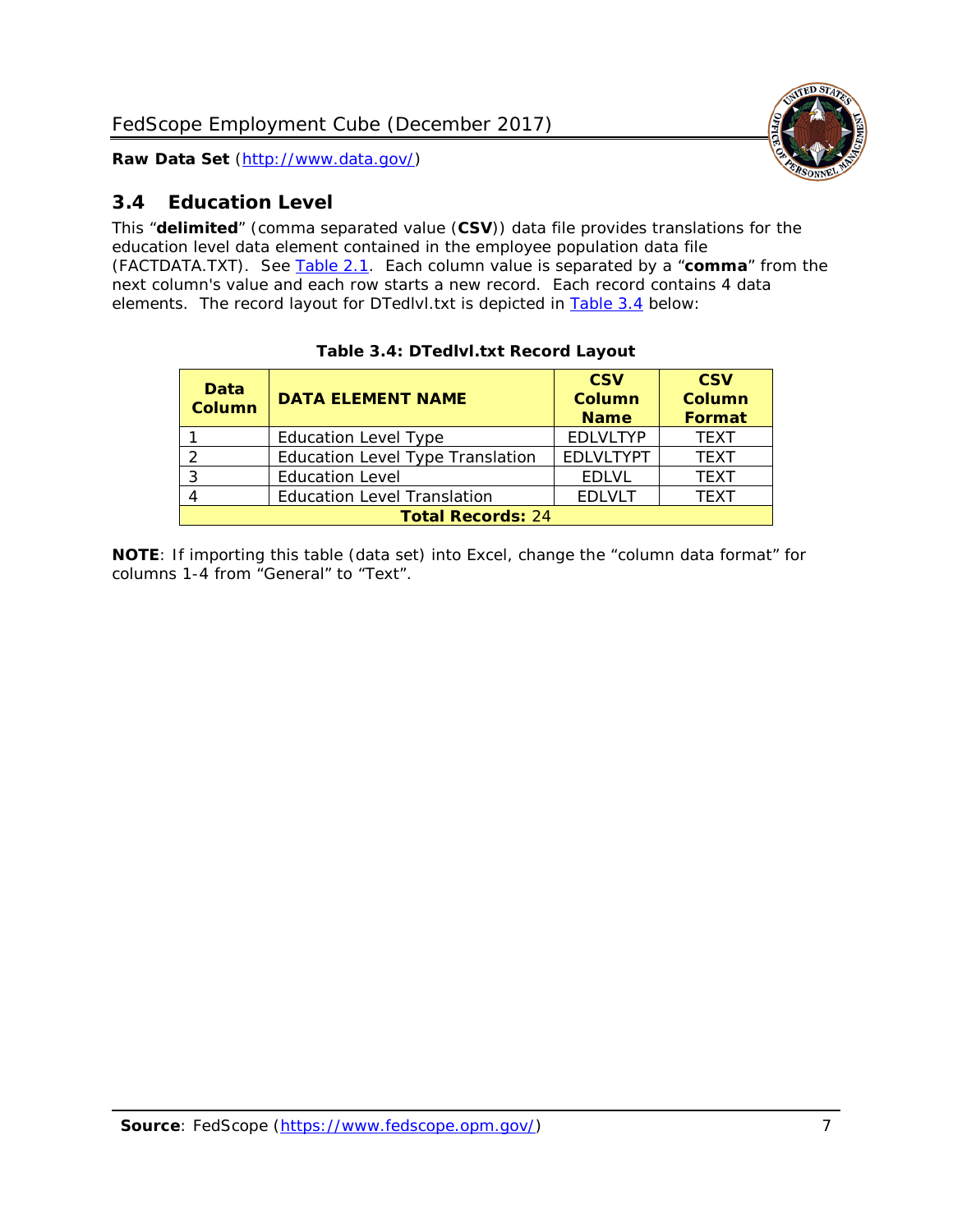## 3.4 Education Level

This "**delimited**" (comma separated value (**CSV**)) data file provides translations for the education level data element contained in the employee population data file (FACTDATA.TXT). See Table 2.1. Each column value is separated by a "**comma**" from the next column's value and each row starts a new record. Each record contains 4 data elements. The record layout for DTedlvl.txt is depicted in Table 3.4 below:

**Table 3.4: DTedlvl.txt Record Layout**

| Data Column | DATA ELEMENT NAME | CSV Column Name | CSV Column Format |
|---|---|---|---|
| 1 | Education Level Type | EDLVLTYP | TEXT |
| 2 | Education Level Type Translation | EDLVLTYPT | TEXT |
| 3 | Education Level | EDLVL | TEXT |
| 4 | Education Level Translation | EDLVLT | TEXT |
| **Total Records:** 24 | | | |

**NOTE**: If importing this table (data set) into Excel, change the "column data format" for columns 1-4 from "General" to "Text".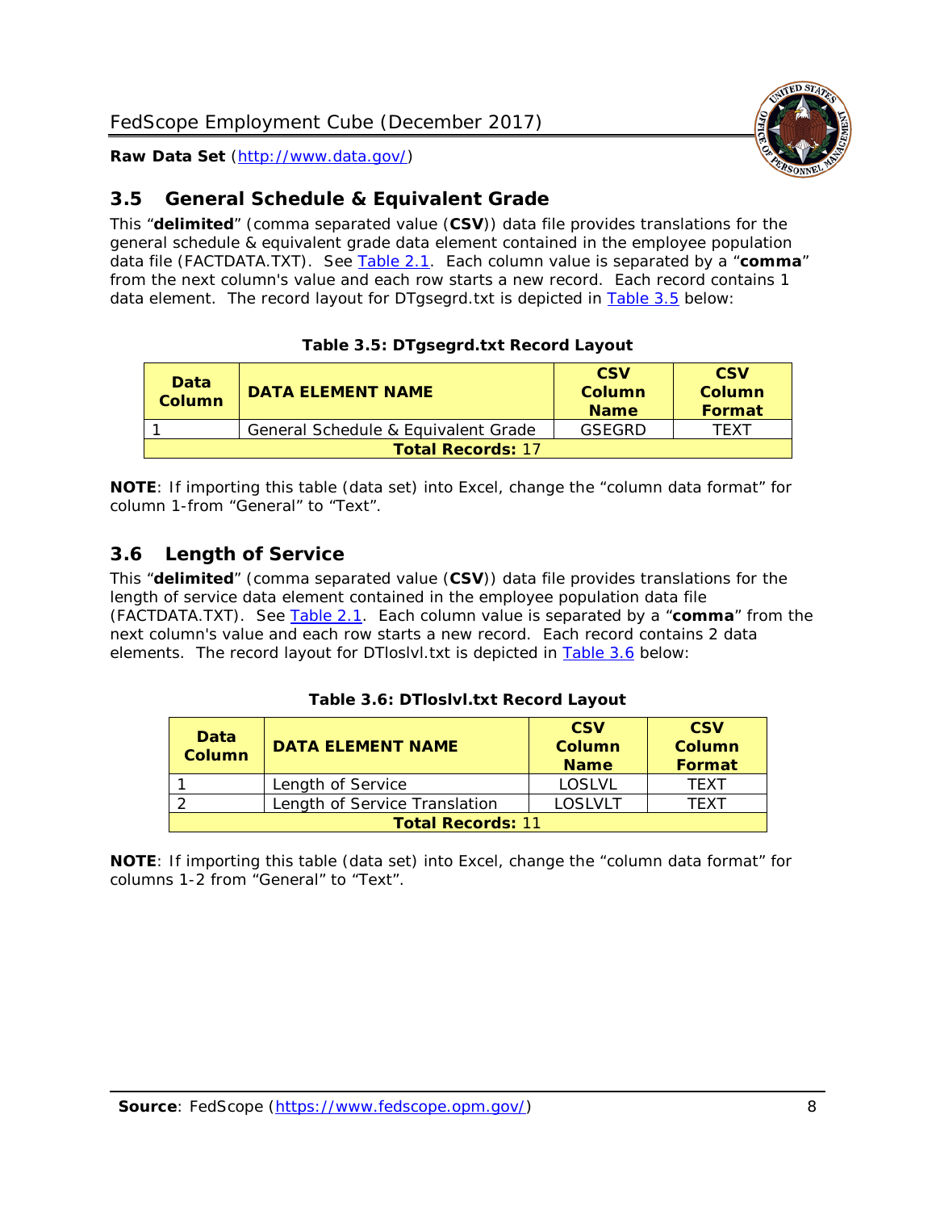## 3.5 General Schedule & Equivalent Grade

This "**delimited**" (comma separated value (**CSV**)) data file provides translations for the general schedule & equivalent grade data element contained in the employee population data file (FACTDATA.TXT). See Table 2.1. Each column value is separated by a "**comma**" from the next column's value and each row starts a new record. Each record contains 1 data element. The record layout for DTgsegrd.txt is depicted in Table 3.5 below:

**Table 3.5: DTgsegrd.txt Record Layout**

| Data Column | DATA ELEMENT NAME | CSV Column Name | CSV Column Format |
|---|---|---|---|
| 1 | General Schedule & Equivalent Grade | GSEGRD | TEXT |
| **Total Records:** 17 | | | |

**NOTE**: If importing this table (data set) into Excel, change the "column data format" for column 1-from "General" to "Text".

## 3.6 Length of Service

This "**delimited**" (comma separated value (**CSV**)) data file provides translations for the length of service data element contained in the employee population data file (FACTDATA.TXT). See Table 2.1. Each column value is separated by a "**comma**" from the next column's value and each row starts a new record. Each record contains 2 data elements. The record layout for DTloslvl.txt is depicted in Table 3.6 below:

**Table 3.6: DTloslvl.txt Record Layout**

| Data Column | DATA ELEMENT NAME | CSV Column Name | CSV Column Format |
|---|---|---|---|
| 1 | Length of Service | LOSLVL | TEXT |
| 2 | Length of Service Translation | LOSLVLT | TEXT |
| **Total Records:** 11 | | | |

**NOTE**: If importing this table (data set) into Excel, change the "column data format" for columns 1-2 from "General" to "Text".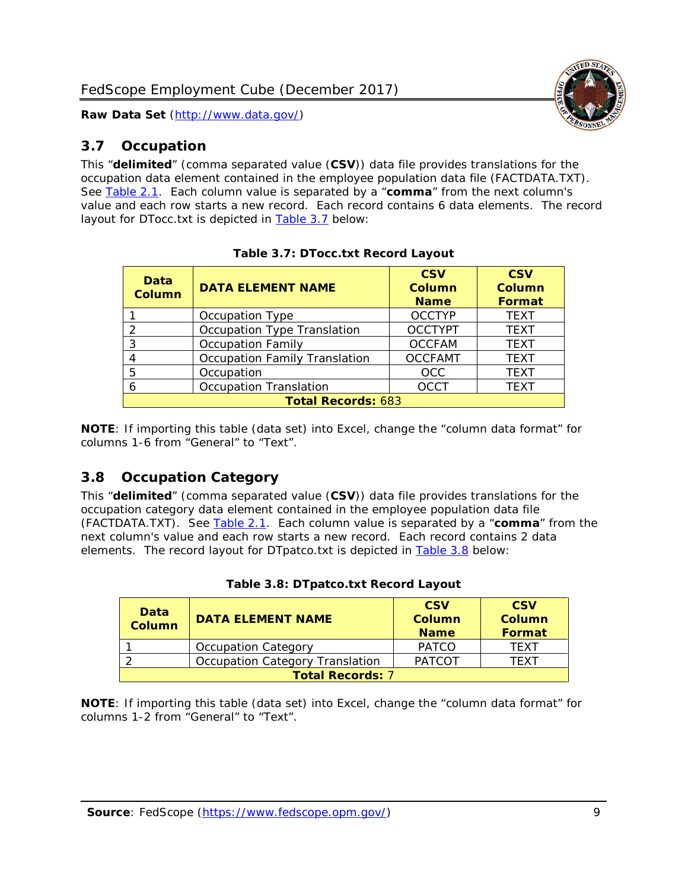## 3.7 Occupation

This "**delimited**" (comma separated value (**CSV**)) data file provides translations for the occupation data element contained in the employee population data file (FACTDATA.TXT). See Table 2.1. Each column value is separated by a "**comma**" from the next column's value and each row starts a new record. Each record contains 6 data elements. The record layout for DTocc.txt is depicted in Table 3.7 below:

**Table 3.7: DTocc.txt Record Layout**

| Data Column | DATA ELEMENT NAME | CSV Column Name | CSV Column Format |
|---|---|---|---|
| 1 | Occupation Type | OCCTYP | TEXT |
| 2 | Occupation Type Translation | OCCTYPT | TEXT |
| 3 | Occupation Family | OCCFAM | TEXT |
| 4 | Occupation Family Translation | OCCFAMT | TEXT |
| 5 | Occupation | OCC | TEXT |
| 6 | Occupation Translation | OCCT | TEXT |
| **Total Records:** 683 | | | |

**NOTE**: If importing this table (data set) into Excel, change the "column data format" for columns 1-6 from "General" to "Text".

## 3.8 Occupation Category

This "**delimited**" (comma separated value (**CSV**)) data file provides translations for the occupation category data element contained in the employee population data file (FACTDATA.TXT). See Table 2.1. Each column value is separated by a "**comma**" from the next column's value and each row starts a new record. Each record contains 2 data elements. The record layout for DTpatco.txt is depicted in Table 3.8 below:

**Table 3.8: DTpatco.txt Record Layout**

| Data Column | DATA ELEMENT NAME | CSV Column Name | CSV Column Format |
|---|---|---|---|
| 1 | Occupation Category | PATCO | TEXT |
| 2 | Occupation Category Translation | PATCOT | TEXT |
| **Total Records:** 7 | | | |

**NOTE**: If importing this table (data set) into Excel, change the "column data format" for columns 1-2 from "General" to "Text".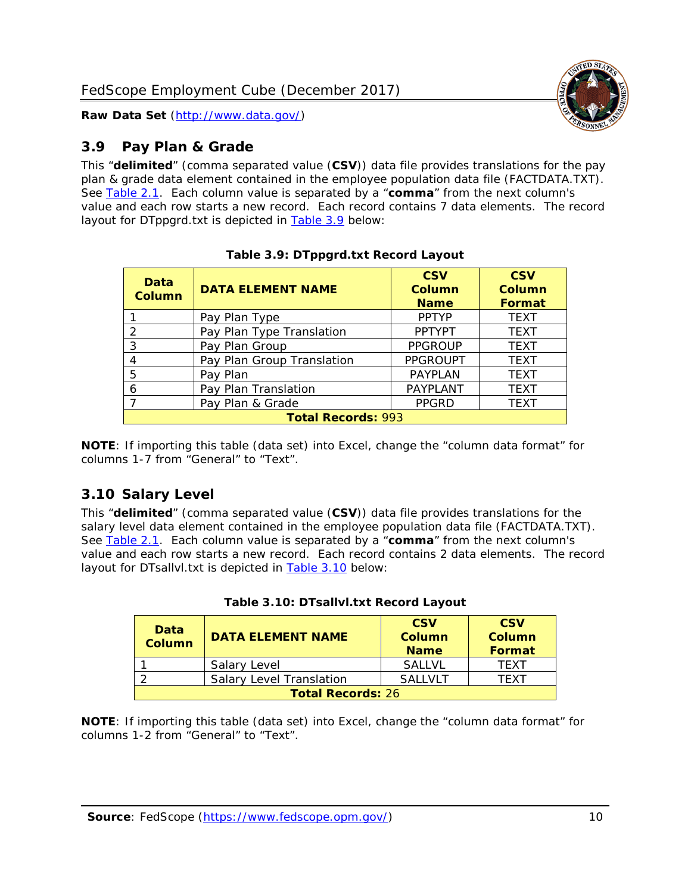## 3.9 Pay Plan & Grade

This "**delimited**" (comma separated value (**CSV**)) data file provides translations for the pay plan & grade data element contained in the employee population data file (FACTDATA.TXT). See Table 2.1. Each column value is separated by a "**comma**" from the next column's value and each row starts a new record. Each record contains 7 data elements. The record layout for DTppgrd.txt is depicted in Table 3.9 below:

**Table 3.9: DTppgrd.txt Record Layout**

| Data Column | DATA ELEMENT NAME | CSV Column Name | CSV Column Format |
|---|---|---|---|
| 1 | Pay Plan Type | PPTYP | TEXT |
| 2 | Pay Plan Type Translation | PPTYPT | TEXT |
| 3 | Pay Plan Group | PPGROUP | TEXT |
| 4 | Pay Plan Group Translation | PPGROUPT | TEXT |
| 5 | Pay Plan | PAYPLAN | TEXT |
| 6 | Pay Plan Translation | PAYPLANT | TEXT |
| 7 | Pay Plan & Grade | PPGRD | TEXT |
| **Total Records:** 993 | | | |

**NOTE**: If importing this table (data set) into Excel, change the "column data format" for columns 1-7 from "General" to "Text".

## 3.10 Salary Level

This "**delimited**" (comma separated value (**CSV**)) data file provides translations for the salary level data element contained in the employee population data file (FACTDATA.TXT). See Table 2.1. Each column value is separated by a "**comma**" from the next column's value and each row starts a new record. Each record contains 2 data elements. The record layout for DTsallvl.txt is depicted in Table 3.10 below:

**Table 3.10: DTsallvl.txt Record Layout**

| Data Column | DATA ELEMENT NAME | CSV Column Name | CSV Column Format |
|---|---|---|---|
| 1 | Salary Level | SALLVL | TEXT |
| 2 | Salary Level Translation | SALLVLT | TEXT |
| **Total Records:** 26 | | | |

**NOTE**: If importing this table (data set) into Excel, change the "column data format" for columns 1-2 from "General" to "Text".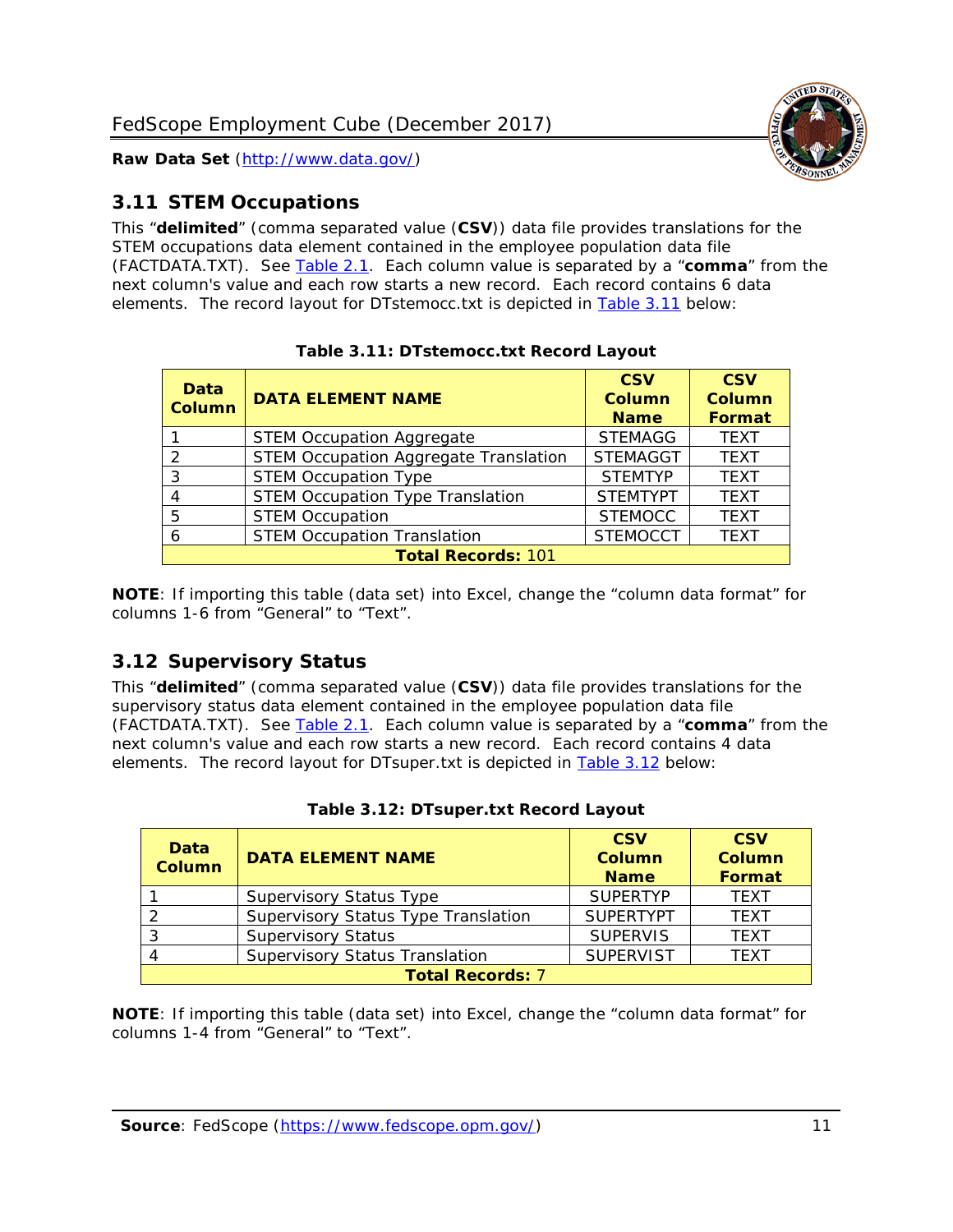## 3.11 STEM Occupations

This "**delimited**" (comma separated value (**CSV**)) data file provides translations for the STEM occupations data element contained in the employee population data file (FACTDATA.TXT). See Table 2.1. Each column value is separated by a "**comma**" from the next column's value and each row starts a new record. Each record contains 6 data elements. The record layout for DTstemocc.txt is depicted in Table 3.11 below:

**Table 3.11: DTstemocc.txt Record Layout**

| Data Column | DATA ELEMENT NAME | CSV Column Name | CSV Column Format |
|---|---|---|---|
| 1 | STEM Occupation Aggregate | STEMAGG | TEXT |
| 2 | STEM Occupation Aggregate Translation | STEMAGGT | TEXT |
| 3 | STEM Occupation Type | STEMTYP | TEXT |
| 4 | STEM Occupation Type Translation | STEMTYPT | TEXT |
| 5 | STEM Occupation | STEMOCC | TEXT |
| 6 | STEM Occupation Translation | STEMOCCT | TEXT |
| **Total Records:** 101 | | | |

**NOTE**: If importing this table (data set) into Excel, change the "column data format" for columns 1-6 from "General" to "Text".

## 3.12 Supervisory Status

This "**delimited**" (comma separated value (**CSV**)) data file provides translations for the supervisory status data element contained in the employee population data file (FACTDATA.TXT). See Table 2.1. Each column value is separated by a "**comma**" from the next column's value and each row starts a new record. Each record contains 4 data elements. The record layout for DTsuper.txt is depicted in Table 3.12 below:

**Table 3.12: DTsuper.txt Record Layout**

| Data Column | DATA ELEMENT NAME | CSV Column Name | CSV Column Format |
|---|---|---|---|
| 1 | Supervisory Status Type | SUPERTYP | TEXT |
| 2 | Supervisory Status Type Translation | SUPERTYPT | TEXT |
| 3 | Supervisory Status | SUPERVIS | TEXT |
| 4 | Supervisory Status Translation | SUPERVIST | TEXT |
| **Total Records:** 7 | | | |

**NOTE**: If importing this table (data set) into Excel, change the "column data format" for columns 1-4 from "General" to "Text".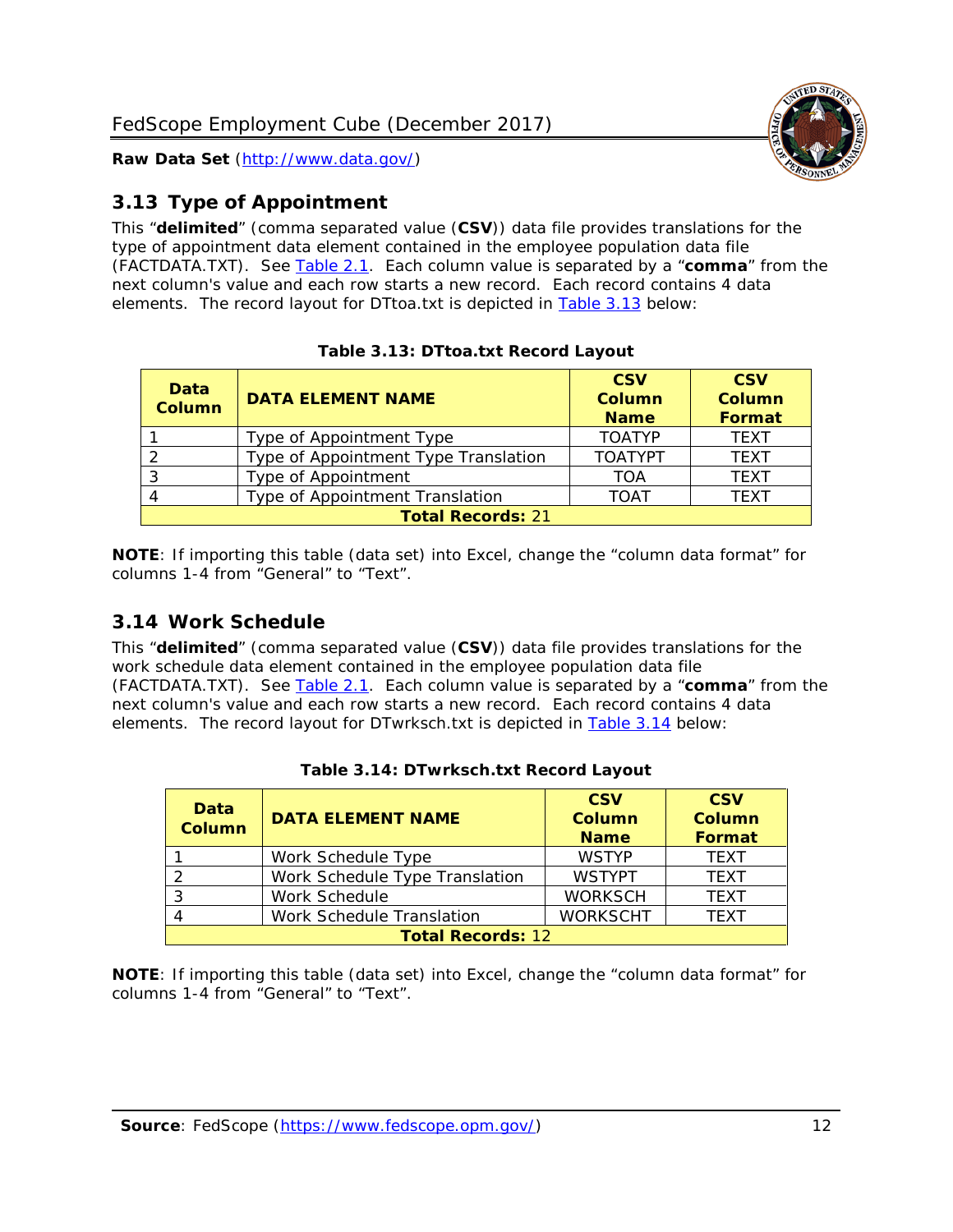## 3.13 Type of Appointment

This "**delimited**" (comma separated value (**CSV**)) data file provides translations for the type of appointment data element contained in the employee population data file (FACTDATA.TXT). See Table 2.1. Each column value is separated by a "**comma**" from the next column's value and each row starts a new record. Each record contains 4 data elements. The record layout for DTtoa.txt is depicted in Table 3.13 below:

**Table 3.13: DTtoa.txt Record Layout**

| Data Column | DATA ELEMENT NAME | CSV Column Name | CSV Column Format |
|---|---|---|---|
| 1 | Type of Appointment Type | TOATYP | TEXT |
| 2 | Type of Appointment Type Translation | TOATYPT | TEXT |
| 3 | Type of Appointment | TOA | TEXT |
| 4 | Type of Appointment Translation | TOAT | TEXT |
| **Total Records:** 21 | | | |

**NOTE**: If importing this table (data set) into Excel, change the "column data format" for columns 1-4 from "General" to "Text".

## 3.14 Work Schedule

This "**delimited**" (comma separated value (**CSV**)) data file provides translations for the work schedule data element contained in the employee population data file (FACTDATA.TXT). See Table 2.1. Each column value is separated by a "**comma**" from the next column's value and each row starts a new record. Each record contains 4 data elements. The record layout for DTwrksch.txt is depicted in Table 3.14 below:

**Table 3.14: DTwrksch.txt Record Layout**

| Data Column | DATA ELEMENT NAME | CSV Column Name | CSV Column Format |
|---|---|---|---|
| 1 | Work Schedule Type | WSTYP | TEXT |
| 2 | Work Schedule Type Translation | WSTYPT | TEXT |
| 3 | Work Schedule | WORKSCH | TEXT |
| 4 | Work Schedule Translation | WORKSCHT | TEXT |
| **Total Records:** 12 | | | |

**NOTE**: If importing this table (data set) into Excel, change the "column data format" for columns 1-4 from "General" to "Text".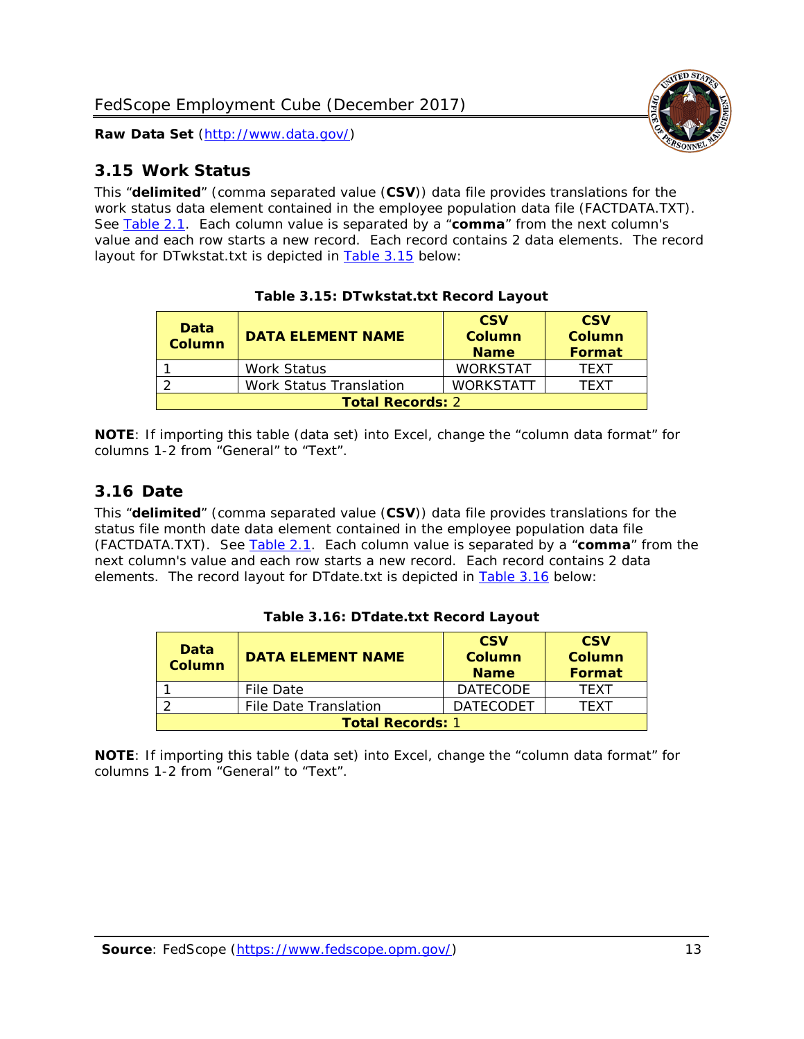## 3.15 Work Status

This "**delimited**" (comma separated value (**CSV**)) data file provides translations for the work status data element contained in the employee population data file (FACTDATA.TXT). See Table 2.1. Each column value is separated by a "**comma**" from the next column's value and each row starts a new record. Each record contains 2 data elements. The record layout for DTwkstat.txt is depicted in Table 3.15 below:

**Table 3.15: DTwkstat.txt Record Layout**

| Data Column | DATA ELEMENT NAME | CSV Column Name | CSV Column Format |
|---|---|---|---|
| 1 | Work Status | WORKSTAT | TEXT |
| 2 | Work Status Translation | WORKSTATT | TEXT |
| **Total Records:** 2 | | | |

**NOTE**: If importing this table (data set) into Excel, change the "column data format" for columns 1-2 from "General" to "Text".

## 3.16 Date

This "**delimited**" (comma separated value (**CSV**)) data file provides translations for the status file month date data element contained in the employee population data file (FACTDATA.TXT). See Table 2.1. Each column value is separated by a "**comma**" from the next column's value and each row starts a new record. Each record contains 2 data elements. The record layout for DTdate.txt is depicted in Table 3.16 below:

**Table 3.16: DTdate.txt Record Layout**

| Data Column | DATA ELEMENT NAME | CSV Column Name | CSV Column Format |
|---|---|---|---|
| 1 | File Date | DATECODE | TEXT |
| 2 | File Date Translation | DATECODET | TEXT |
| **Total Records:** 1 | | | |

**NOTE**: If importing this table (data set) into Excel, change the "column data format" for columns 1-2 from "General" to "Text".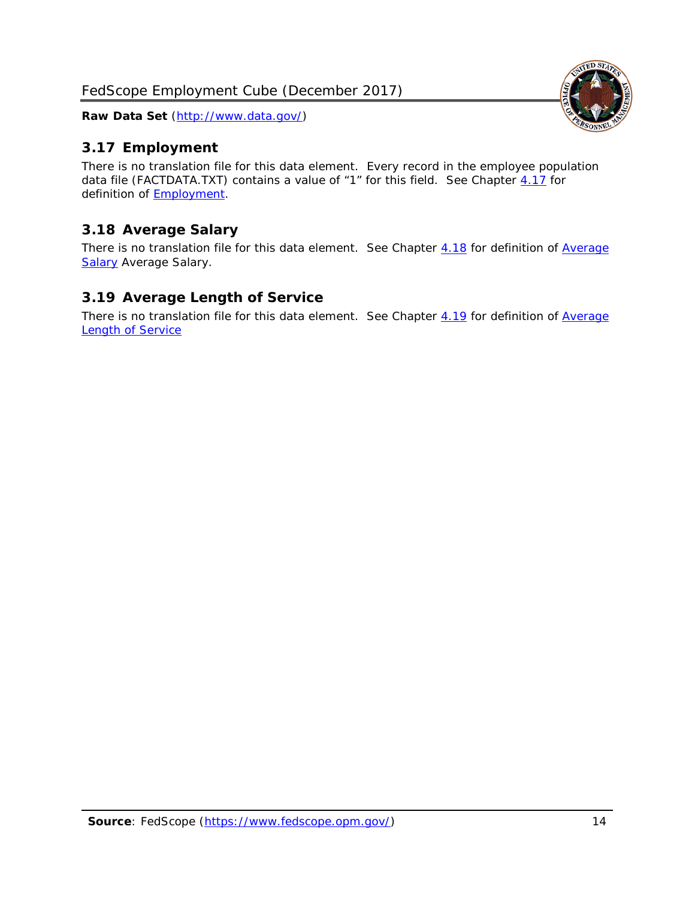## 3.17 Employment

There is no translation file for this data element. Every record in the employee population data file (FACTDATA.TXT) contains a value of "1" for this field. See Chapter 4.17 for definition of Employment.

## 3.18 Average Salary

There is no translation file for this data element. See Chapter 4.18 for definition of Average Salary Average Salary.

## 3.19 Average Length of Service

There is no translation file for this data element. See Chapter 4.19 for definition of Average Length of Service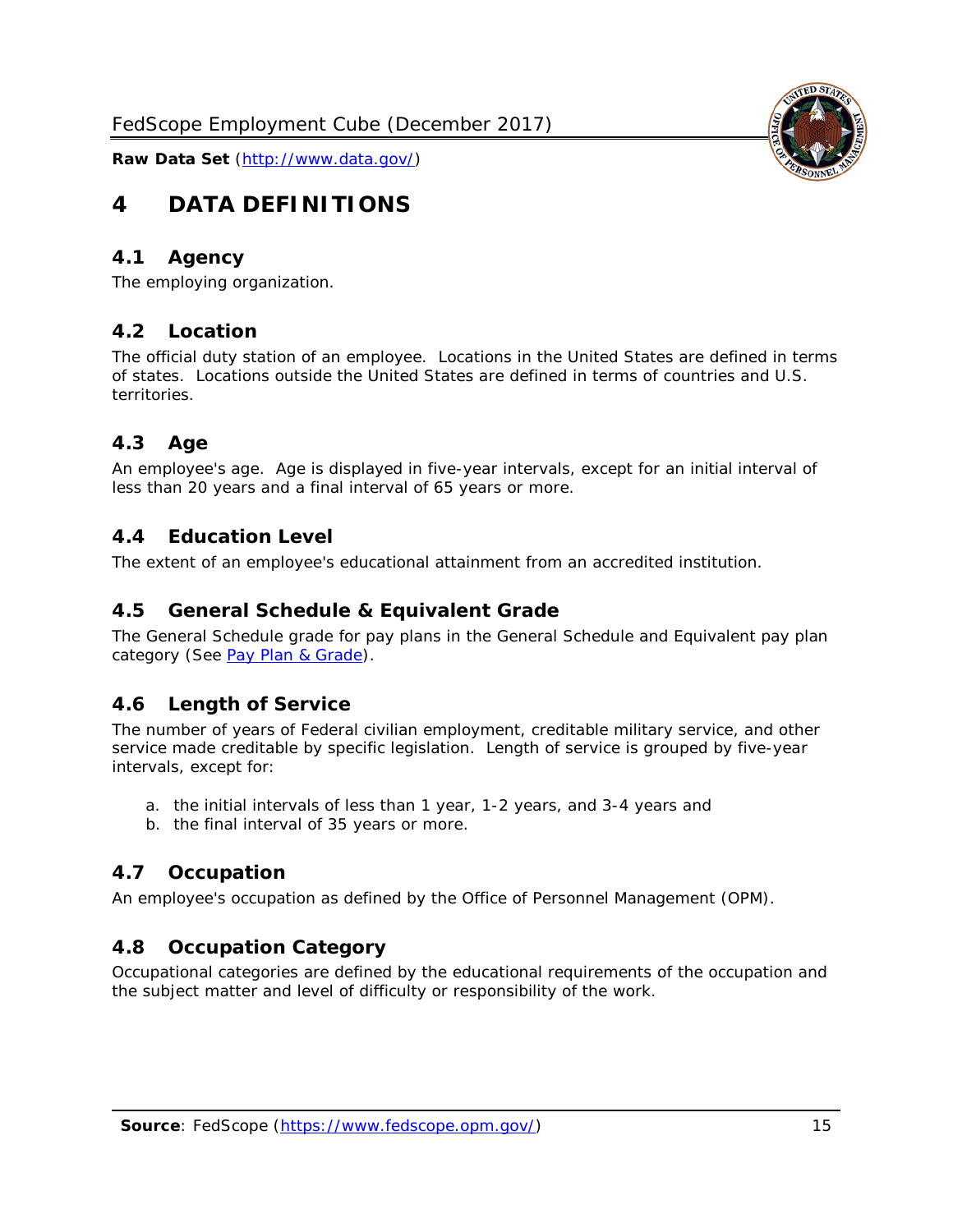# 4 DATA DEFINITIONS

## 4.1 Agency

The employing organization.

## 4.2 Location

The official duty station of an employee. Locations in the United States are defined in terms of states. Locations outside the United States are defined in terms of countries and U.S. territories.

## 4.3 Age

An employee's age. Age is displayed in five-year intervals, except for an initial interval of less than 20 years and a final interval of 65 years or more.

## 4.4 Education Level

The extent of an employee's educational attainment from an accredited institution.

## 4.5 General Schedule & Equivalent Grade

The General Schedule grade for pay plans in the General Schedule and Equivalent pay plan category (See [Pay Plan & Grade](#)).

## 4.6 Length of Service

The number of years of Federal civilian employment, creditable military service, and other service made creditable by specific legislation. Length of service is grouped by five-year intervals, except for:

a. the initial intervals of less than 1 year, 1-2 years, and 3-4 years and
b. the final interval of 35 years or more.

## 4.7 Occupation

An employee's occupation as defined by the Office of Personnel Management (OPM).

## 4.8 Occupation Category

Occupational categories are defined by the educational requirements of the occupation and the subject matter and level of difficulty or responsibility of the work.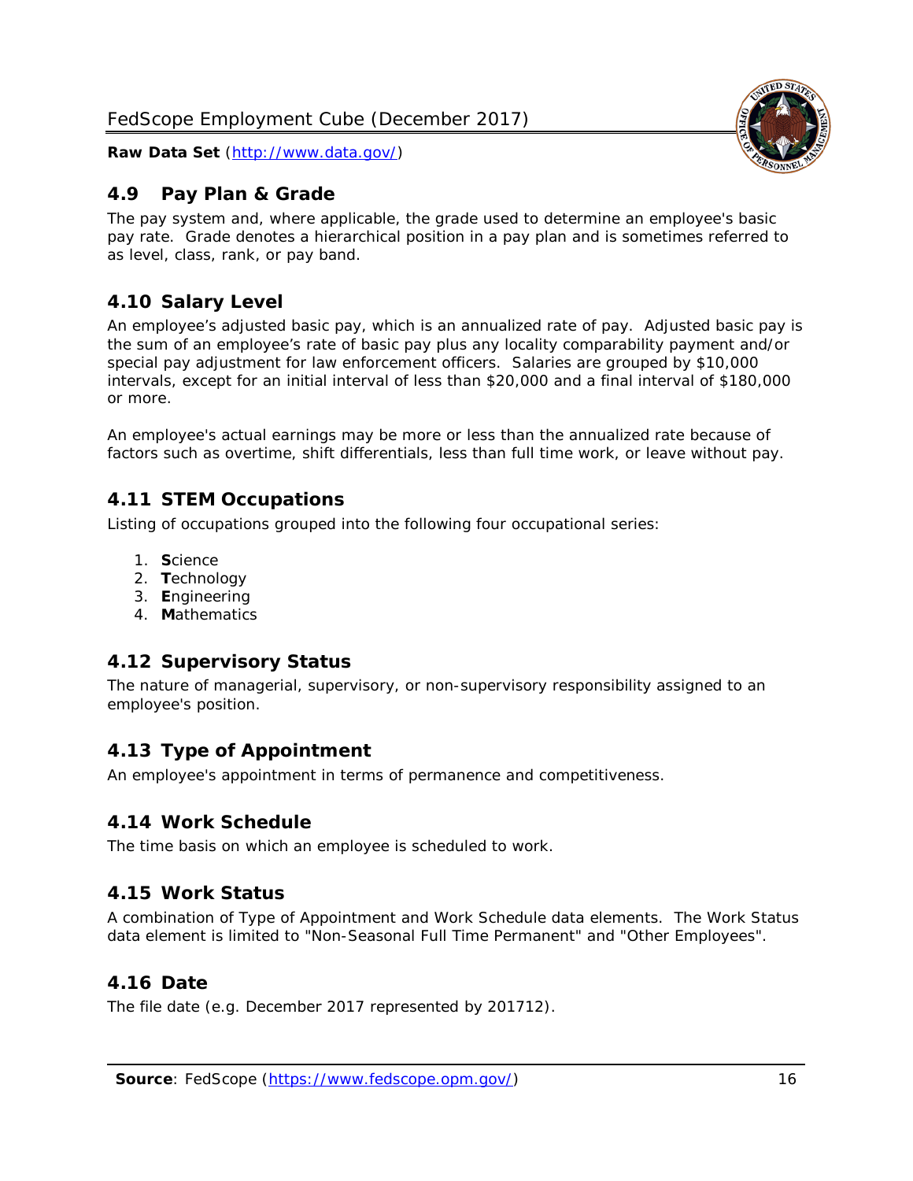## 4.9 Pay Plan & Grade

The pay system and, where applicable, the grade used to determine an employee's basic pay rate. Grade denotes a hierarchical position in a pay plan and is sometimes referred to as level, class, rank, or pay band.

## 4.10 Salary Level

An employee's adjusted basic pay, which is an annualized rate of pay. Adjusted basic pay is the sum of an employee's rate of basic pay plus any locality comparability payment and/or special pay adjustment for law enforcement officers. Salaries are grouped by $10,000 intervals, except for an initial interval of less than $20,000 and a final interval of $180,000 or more.

An employee's actual earnings may be more or less than the annualized rate because of factors such as overtime, shift differentials, less than full time work, or leave without pay.

## 4.11 STEM Occupations

Listing of occupations grouped into the following four occupational series:

1. **S**cience
2. **T**echnology
3. **E**ngineering
4. **M**athematics

## 4.12 Supervisory Status

The nature of managerial, supervisory, or non-supervisory responsibility assigned to an employee's position.

## 4.13 Type of Appointment

An employee's appointment in terms of permanence and competitiveness.

## 4.14 Work Schedule

The time basis on which an employee is scheduled to work.

## 4.15 Work Status

A combination of Type of Appointment and Work Schedule data elements. The Work Status data element is limited to "Non-Seasonal Full Time Permanent" and "Other Employees".

## 4.16 Date

The file date (e.g. December 2017 represented by 201712).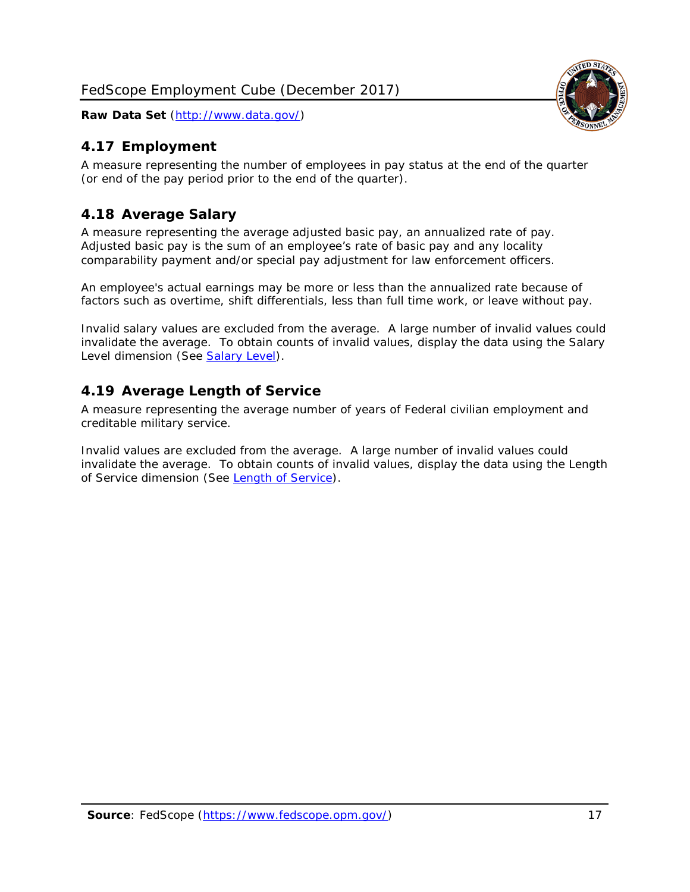## 4.17 Employment

A measure representing the number of employees in pay status at the end of the quarter (or end of the pay period prior to the end of the quarter).

## 4.18 Average Salary

A measure representing the average adjusted basic pay, an annualized rate of pay. Adjusted basic pay is the sum of an employee's rate of basic pay and any locality comparability payment and/or special pay adjustment for law enforcement officers.

An employee's actual earnings may be more or less than the annualized rate because of factors such as overtime, shift differentials, less than full time work, or leave without pay.

Invalid salary values are excluded from the average. A large number of invalid values could invalidate the average. To obtain counts of invalid values, display the data using the Salary Level dimension (See [Salary Level](#)).

## 4.19 Average Length of Service

A measure representing the average number of years of Federal civilian employment and creditable military service.

Invalid values are excluded from the average. A large number of invalid values could invalidate the average. To obtain counts of invalid values, display the data using the Length of Service dimension (See [Length of Service](#)).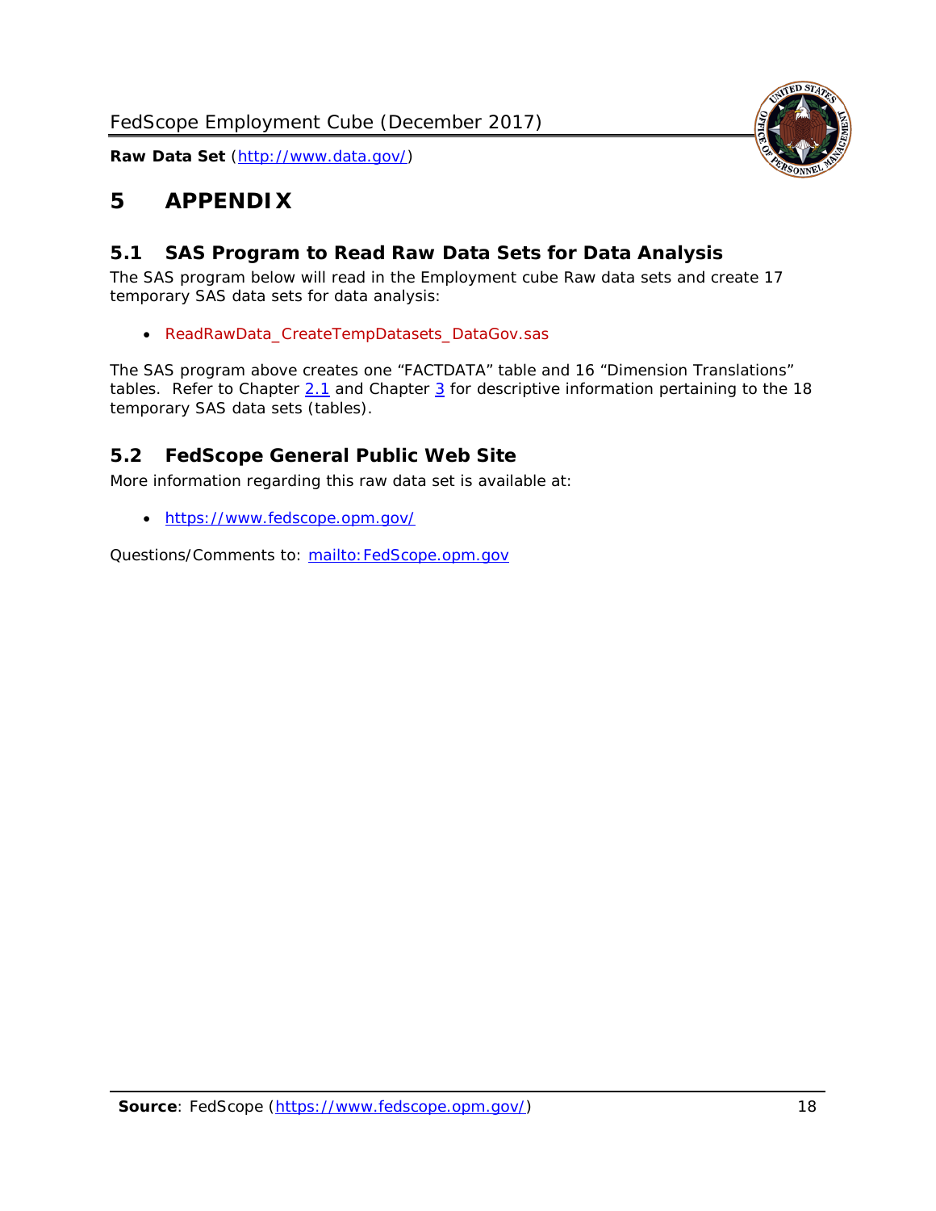# 5 APPENDIX

## 5.1 SAS Program to Read Raw Data Sets for Data Analysis

The SAS program below will read in the Employment cube Raw data sets and create 17 temporary SAS data sets for data analysis:

- ReadRawData_CreateTempDatasets_DataGov.sas

The SAS program above creates one "FACTDATA" table and 16 "Dimension Translations" tables. Refer to Chapter 2.1 and Chapter 3 for descriptive information pertaining to the 18 temporary SAS data sets (tables).

## 5.2 FedScope General Public Web Site

More information regarding this raw data set is available at:

- https://www.fedscope.opm.gov/

Questions/Comments to: mailto:FedScope.opm.gov